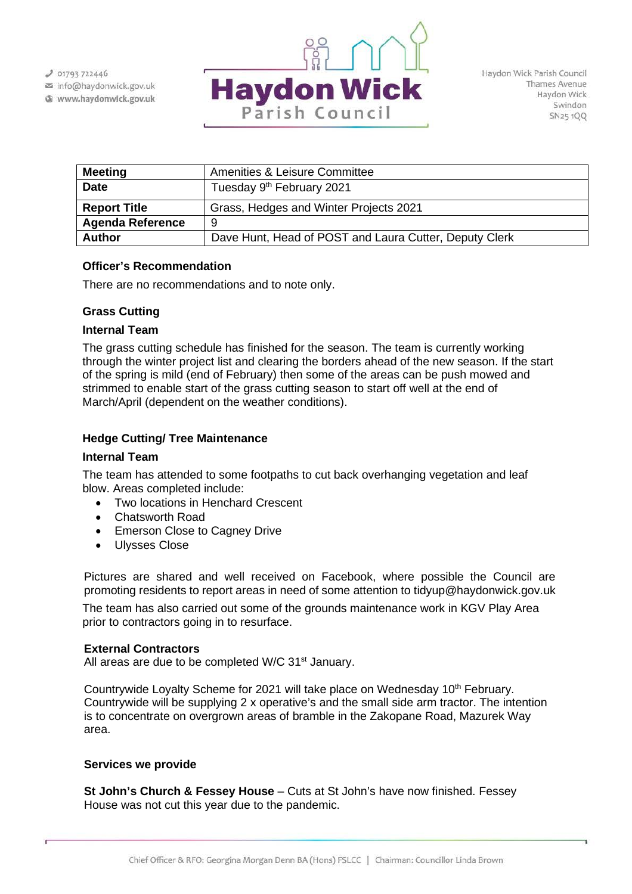| Meeting | Amenities & Leisure Committee |
| --- | --- |
| Date | Tuesday 9th February 2021 |
| Report Title | Grass, Hedges and Winter Projects 2021 |
| Agenda Reference | 9 |
| Author | Dave Hunt, Head of POST and Laura Cutter, Deputy Clerk |

### Officer's Recommendation

There are no recommendations and to note only.

### Grass Cutting

#### Internal Team

The grass cutting schedule has finished for the season. The team is currently working through the winter project list and clearing the borders ahead of the new season. If the start of the spring is mild (end of February) then some of the areas can be push mowed and strimmed to enable start of the grass cutting season to start off well at the end of March/April (dependent on the weather conditions).

### Hedge Cutting/ Tree Maintenance

#### Internal Team

The team has attended to some footpaths to cut back overhanging vegetation and leaf blow. Areas completed include:

- Two locations in Henchard Crescent
- Chatsworth Road
- Emerson Close to Cagney Drive
- Ulysses Close

Pictures are shared and well received on Facebook, where possible the Council are promoting residents to report areas in need of some attention to tidyup@haydonwick.gov.uk

The team has also carried out some of the grounds maintenance work in KGV Play Area prior to contractors going in to resurface.

#### External Contractors

All areas are due to be completed W/C 31st January.

Countrywide Loyalty Scheme for 2021 will take place on Wednesday 10th February. Countrywide will be supplying 2 x operative's and the small side arm tractor. The intention is to concentrate on overgrown areas of bramble in the Zakopane Road, Mazurek Way area.

### Services we provide

**St John's Church & Fessey House** – Cuts at St John's have now finished. Fessey House was not cut this year due to the pandemic.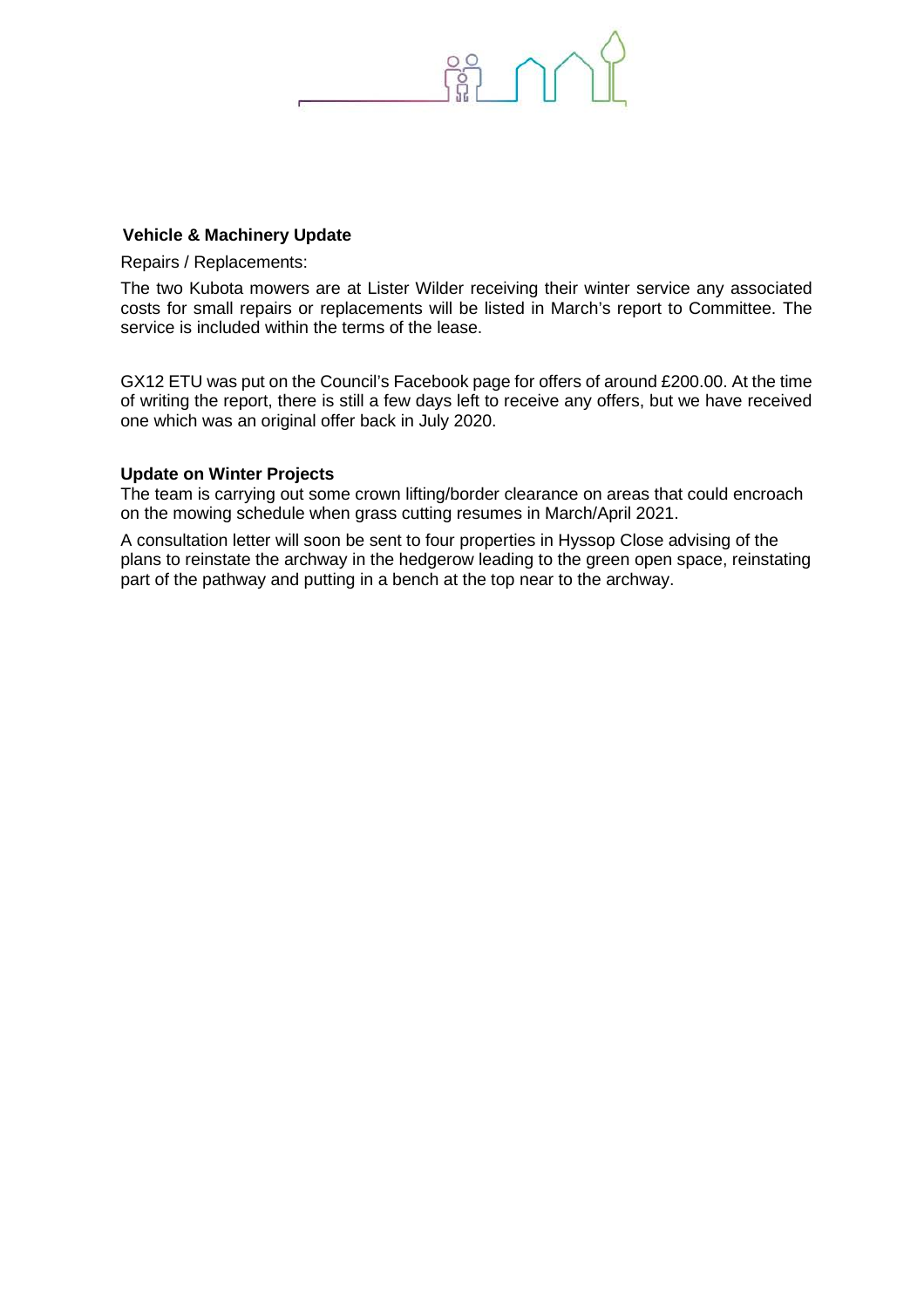**Vehicle & Machinery Update**

Repairs / Replacements:

The two Kubota mowers are at Lister Wilder receiving their winter service any associated costs for small repairs or replacements will be listed in March's report to Committee. The service is included within the terms of the lease.

GX12 ETU was put on the Council's Facebook page for offers of around £200.00. At the time of writing the report, there is still a few days left to receive any offers, but we have received one which was an original offer back in July 2020.

**Update on Winter Projects**

The team is carrying out some crown lifting/border clearance on areas that could encroach on the mowing schedule when grass cutting resumes in March/April 2021.

A consultation letter will soon be sent to four properties in Hyssop Close advising of the plans to reinstate the archway in the hedgerow leading to the green open space, reinstating part of the pathway and putting in a bench at the top near to the archway.